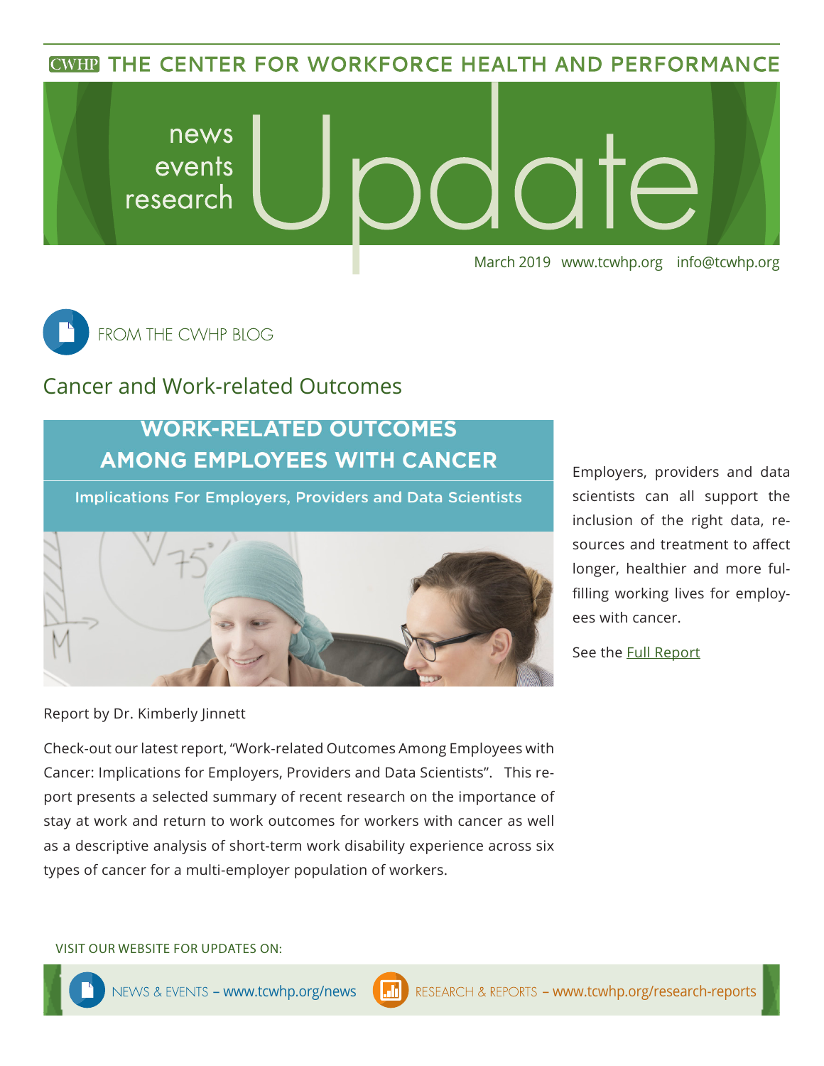# THE CENTER FOR WORKFORCE HEALTH AND PERFORMANCE

news
events
research

# Update

March 2019 www.tcwhp.org info@tcwhp.org

## FROM THE CWHP BLOG

## Cancer and Work-related Outcomes

**WORK-RELATED OUTCOMES AMONG EMPLOYEES WITH CANCER**

**Implications For Employers, Providers and Data Scientists**

Report by Dr. Kimberly Jinnett

Check-out our latest report, "Work-related Outcomes Among Employees with Cancer: Implications for Employers, Providers and Data Scientists". This report presents a selected summary of recent research on the importance of stay at work and return to work outcomes for workers with cancer as well as a descriptive analysis of short-term work disability experience across six types of cancer for a multi-employer population of workers.

Employers, providers and data scientists can all support the inclusion of the right data, resources and treatment to affect longer, healthier and more fulfilling working lives for employees with cancer.

See the Full Report

VISIT OUR WEBSITE FOR UPDATES ON:

NEWS & EVENTS – www.tcwhp.org/news

RESEARCH & REPORTS – www.tcwhp.org/research-reports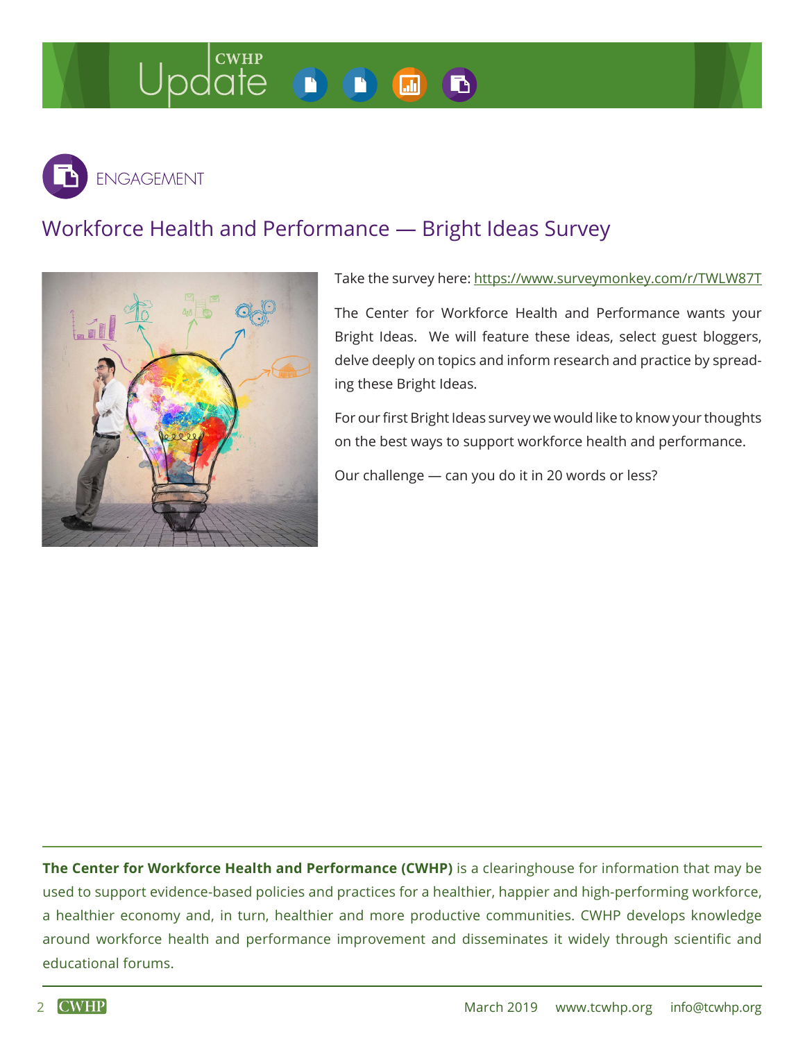# ENGAGEMENT

## Workforce Health and Performance — Bright Ideas Survey

Take the survey here: https://www.surveymonkey.com/r/TWLW87T

The Center for Workforce Health and Performance wants your Bright Ideas. We will feature these ideas, select guest bloggers, delve deeply on topics and inform research and practice by spreading these Bright Ideas.

For our first Bright Ideas survey we would like to know your thoughts on the best ways to support workforce health and performance.

Our challenge — can you do it in 20 words or less?

---

**The Center for Workforce Health and Performance (CWHP)** is a clearinghouse for information that may be used to support evidence-based policies and practices for a healthier, happier and high-performing workforce, a healthier economy and, in turn, healthier and more productive communities. CWHP develops knowledge around workforce health and performance improvement and disseminates it widely through scientific and educational forums.